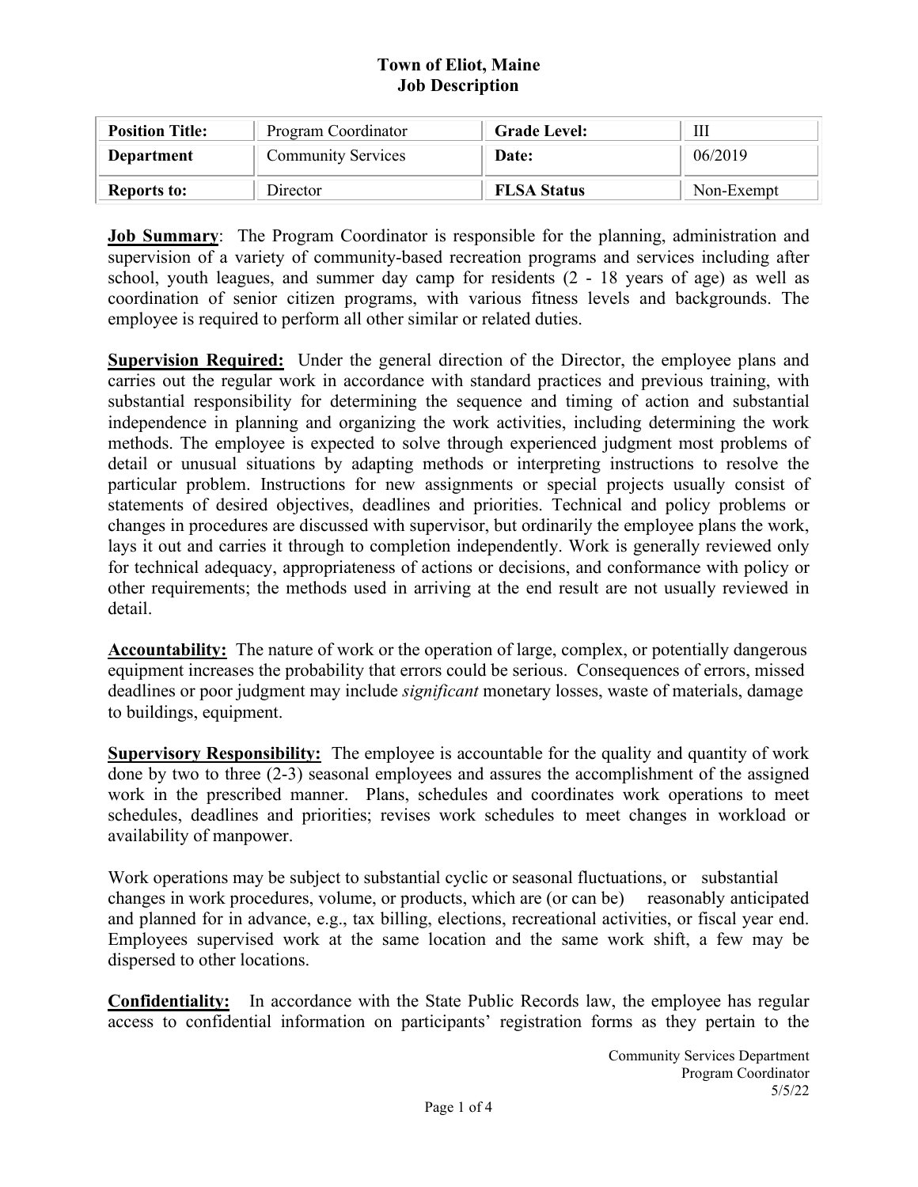# Town of Eliot, Maine
## Job Description

| **Position Title:** | Program Coordinator | **Grade Level:** | III |
|---|---|---|---|
| **Department** | Community Services | **Date:** | 06/2019 |
| **Reports to:** | Director | **FLSA Status** | Non-Exempt |

**Job Summary**: The Program Coordinator is responsible for the planning, administration and supervision of a variety of community-based recreation programs and services including after school, youth leagues, and summer day camp for residents (2 - 18 years of age) as well as coordination of senior citizen programs, with various fitness levels and backgrounds. The employee is required to perform all other similar or related duties.

**Supervision Required:** Under the general direction of the Director, the employee plans and carries out the regular work in accordance with standard practices and previous training, with substantial responsibility for determining the sequence and timing of action and substantial independence in planning and organizing the work activities, including determining the work methods. The employee is expected to solve through experienced judgment most problems of detail or unusual situations by adapting methods or interpreting instructions to resolve the particular problem. Instructions for new assignments or special projects usually consist of statements of desired objectives, deadlines and priorities. Technical and policy problems or changes in procedures are discussed with supervisor, but ordinarily the employee plans the work, lays it out and carries it through to completion independently. Work is generally reviewed only for technical adequacy, appropriateness of actions or decisions, and conformance with policy or other requirements; the methods used in arriving at the end result are not usually reviewed in detail.

**Accountability:** The nature of work or the operation of large, complex, or potentially dangerous equipment increases the probability that errors could be serious. Consequences of errors, missed deadlines or poor judgment may include *significant* monetary losses, waste of materials, damage to buildings, equipment.

**Supervisory Responsibility:** The employee is accountable for the quality and quantity of work done by two to three (2-3) seasonal employees and assures the accomplishment of the assigned work in the prescribed manner. Plans, schedules and coordinates work operations to meet schedules, deadlines and priorities; revises work schedules to meet changes in workload or availability of manpower.

Work operations may be subject to substantial cyclic or seasonal fluctuations, or substantial changes in work procedures, volume, or products, which are (or can be) reasonably anticipated and planned for in advance, e.g., tax billing, elections, recreational activities, or fiscal year end. Employees supervised work at the same location and the same work shift, a few may be dispersed to other locations.

**Confidentiality:** In accordance with the State Public Records law, the employee has regular access to confidential information on participants' registration forms as they pertain to the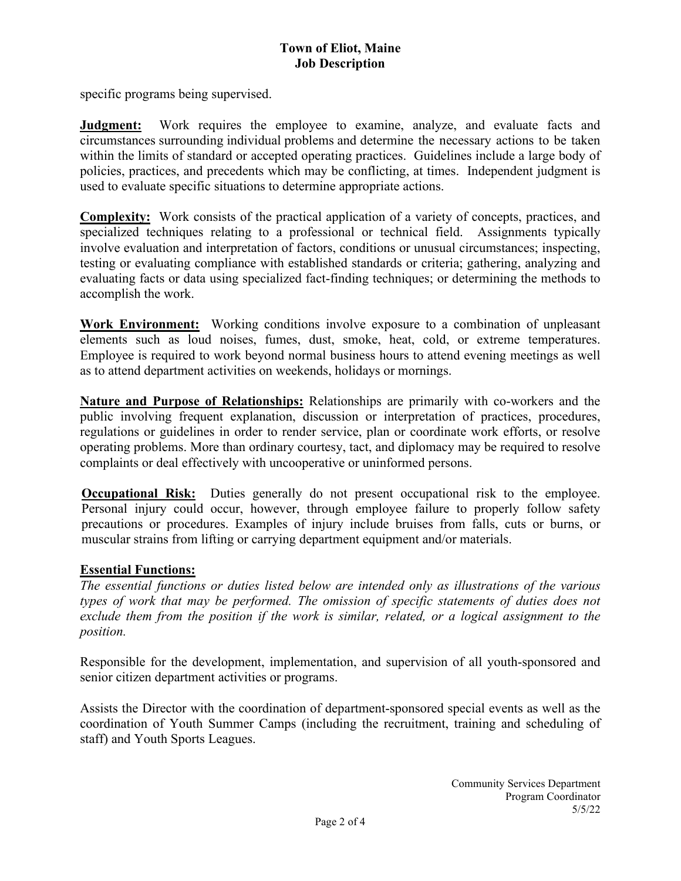specific programs being supervised.

**Judgment:** Work requires the employee to examine, analyze, and evaluate facts and circumstances surrounding individual problems and determine the necessary actions to be taken within the limits of standard or accepted operating practices. Guidelines include a large body of policies, practices, and precedents which may be conflicting, at times. Independent judgment is used to evaluate specific situations to determine appropriate actions.

**Complexity:** Work consists of the practical application of a variety of concepts, practices, and specialized techniques relating to a professional or technical field. Assignments typically involve evaluation and interpretation of factors, conditions or unusual circumstances; inspecting, testing or evaluating compliance with established standards or criteria; gathering, analyzing and evaluating facts or data using specialized fact-finding techniques; or determining the methods to accomplish the work.

**Work Environment:** Working conditions involve exposure to a combination of unpleasant elements such as loud noises, fumes, dust, smoke, heat, cold, or extreme temperatures. Employee is required to work beyond normal business hours to attend evening meetings as well as to attend department activities on weekends, holidays or mornings.

**Nature and Purpose of Relationships:** Relationships are primarily with co-workers and the public involving frequent explanation, discussion or interpretation of practices, procedures, regulations or guidelines in order to render service, plan or coordinate work efforts, or resolve operating problems. More than ordinary courtesy, tact, and diplomacy may be required to resolve complaints or deal effectively with uncooperative or uninformed persons.

**Occupational Risk:** Duties generally do not present occupational risk to the employee. Personal injury could occur, however, through employee failure to properly follow safety precautions or procedures. Examples of injury include bruises from falls, cuts or burns, or muscular strains from lifting or carrying department equipment and/or materials.

**Essential Functions:**

*The essential functions or duties listed below are intended only as illustrations of the various types of work that may be performed. The omission of specific statements of duties does not exclude them from the position if the work is similar, related, or a logical assignment to the position.*

Responsible for the development, implementation, and supervision of all youth-sponsored and senior citizen department activities or programs.

Assists the Director with the coordination of department-sponsored special events as well as the coordination of Youth Summer Camps (including the recruitment, training and scheduling of staff) and Youth Sports Leagues.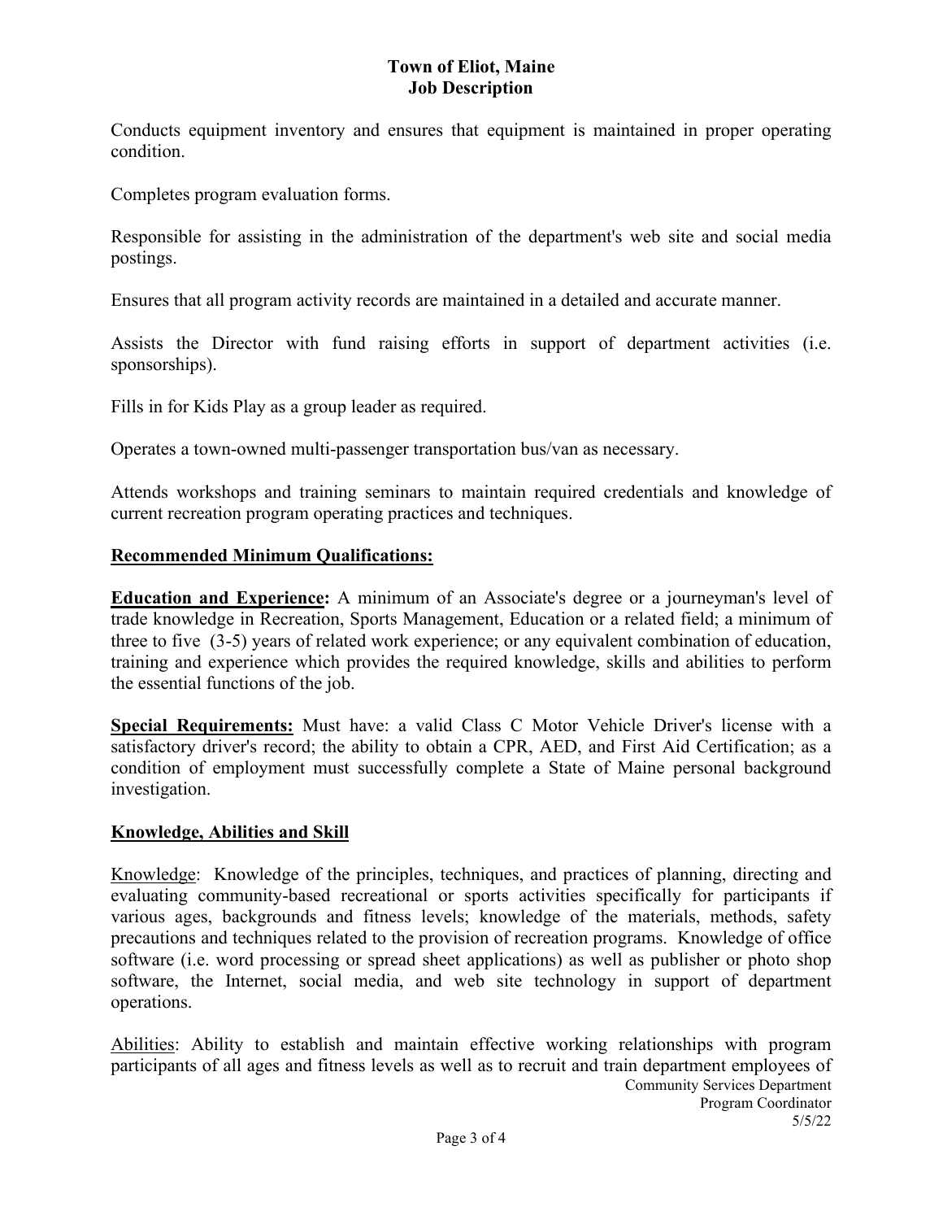Conducts equipment inventory and ensures that equipment is maintained in proper operating condition.

Completes program evaluation forms.

Responsible for assisting in the administration of the department's web site and social media postings.

Ensures that all program activity records are maintained in a detailed and accurate manner.

Assists the Director with fund raising efforts in support of department activities (i.e. sponsorships).

Fills in for Kids Play as a group leader as required.

Operates a town-owned multi-passenger transportation bus/van as necessary.

Attends workshops and training seminars to maintain required credentials and knowledge of current recreation program operating practices and techniques.

## Recommended Minimum Qualifications:

**Education and Experience:** A minimum of an Associate's degree or a journeyman's level of trade knowledge in Recreation, Sports Management, Education or a related field; a minimum of three to five (3-5) years of related work experience; or any equivalent combination of education, training and experience which provides the required knowledge, skills and abilities to perform the essential functions of the job.

**Special Requirements:** Must have: a valid Class C Motor Vehicle Driver's license with a satisfactory driver's record; the ability to obtain a CPR, AED, and First Aid Certification; as a condition of employment must successfully complete a State of Maine personal background investigation.

## Knowledge, Abilities and Skill

Knowledge: Knowledge of the principles, techniques, and practices of planning, directing and evaluating community-based recreational or sports activities specifically for participants if various ages, backgrounds and fitness levels; knowledge of the materials, methods, safety precautions and techniques related to the provision of recreation programs. Knowledge of office software (i.e. word processing or spread sheet applications) as well as publisher or photo shop software, the Internet, social media, and web site technology in support of department operations.

Abilities: Ability to establish and maintain effective working relationships with program participants of all ages and fitness levels as well as to recruit and train department employees of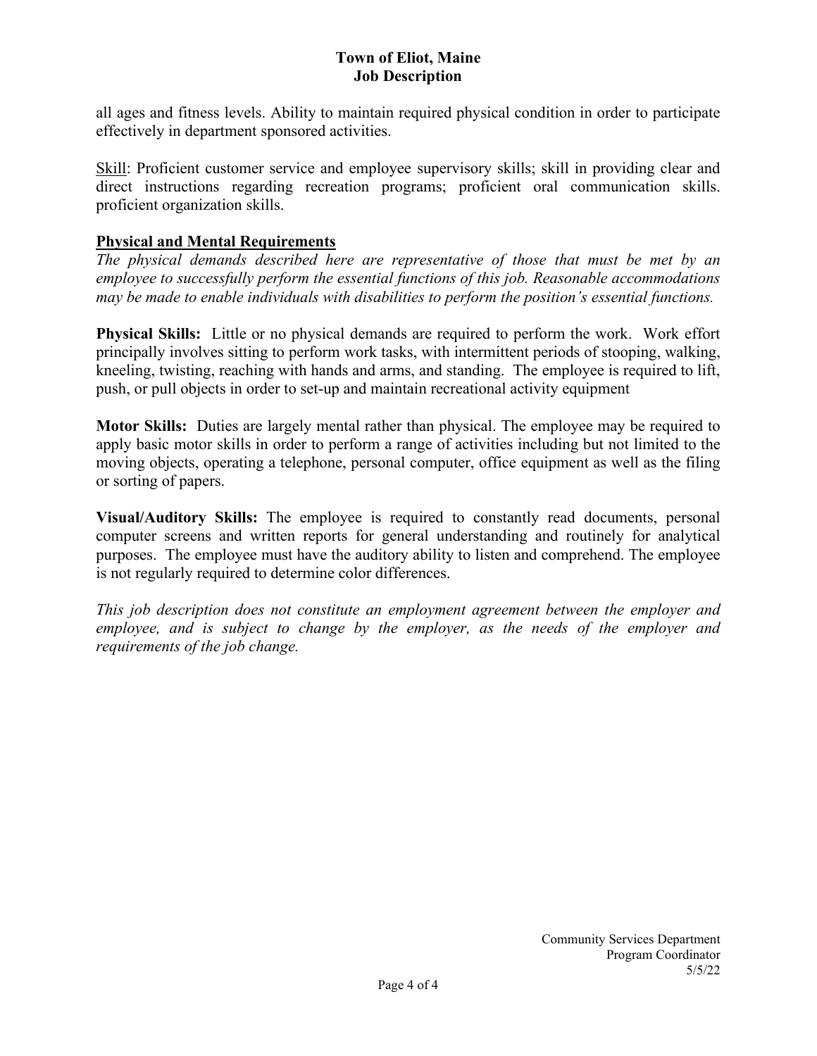all ages and fitness levels. Ability to maintain required physical condition in order to participate effectively in department sponsored activities.

Skill: Proficient customer service and employee supervisory skills; skill in providing clear and direct instructions regarding recreation programs; proficient oral communication skills. proficient organization skills.

## Physical and Mental Requirements

*The physical demands described here are representative of those that must be met by an employee to successfully perform the essential functions of this job. Reasonable accommodations may be made to enable individuals with disabilities to perform the position's essential functions.*

**Physical Skills:** Little or no physical demands are required to perform the work. Work effort principally involves sitting to perform work tasks, with intermittent periods of stooping, walking, kneeling, twisting, reaching with hands and arms, and standing. The employee is required to lift, push, or pull objects in order to set-up and maintain recreational activity equipment

**Motor Skills:** Duties are largely mental rather than physical. The employee may be required to apply basic motor skills in order to perform a range of activities including but not limited to the moving objects, operating a telephone, personal computer, office equipment as well as the filing or sorting of papers.

**Visual/Auditory Skills:** The employee is required to constantly read documents, personal computer screens and written reports for general understanding and routinely for analytical purposes. The employee must have the auditory ability to listen and comprehend. The employee is not regularly required to determine color differences.

*This job description does not constitute an employment agreement between the employer and employee, and is subject to change by the employer, as the needs of the employer and requirements of the job change.*